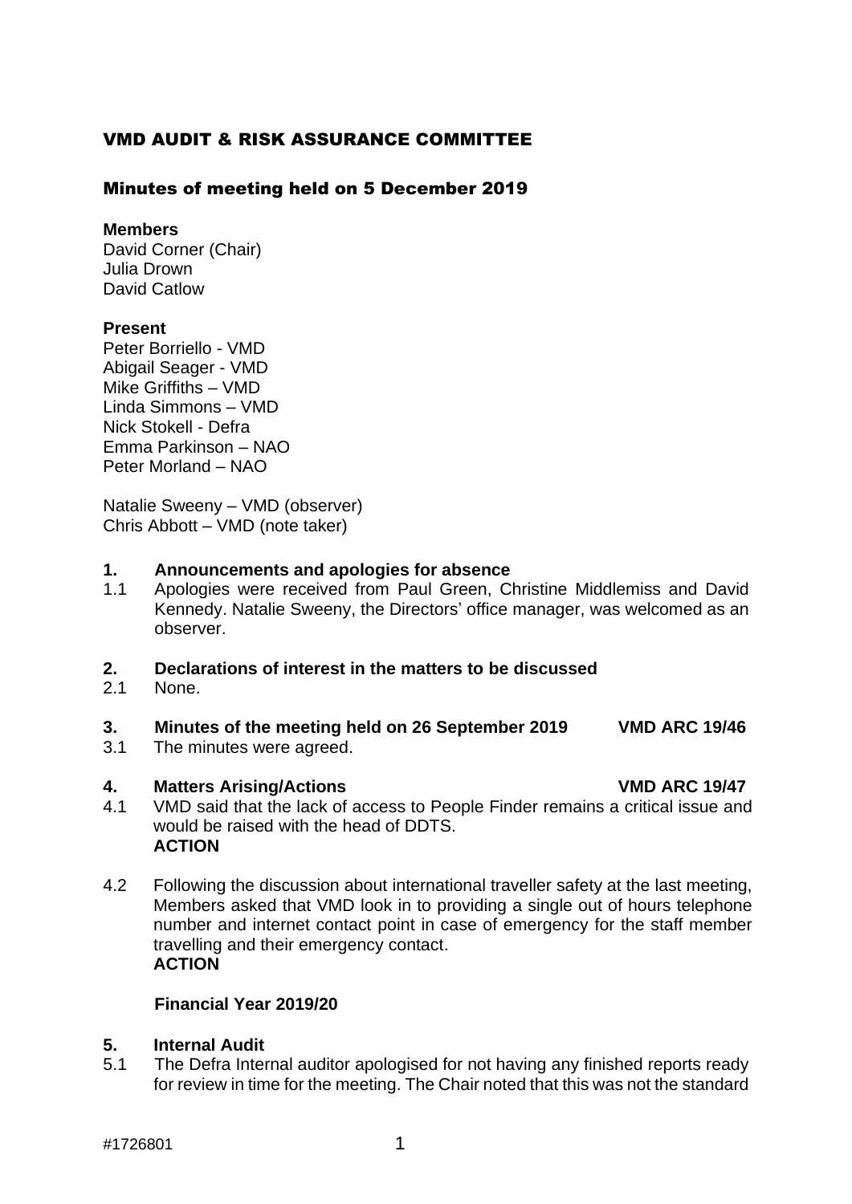# VMD AUDIT & RISK ASSURANCE COMMITTEE

## Minutes of meeting held on 5 December 2019

**Members**
David Corner (Chair)
Julia Drown
David Catlow

**Present**
Peter Borriello - VMD
Abigail Seager - VMD
Mike Griffiths – VMD
Linda Simmons – VMD
Nick Stokell - Defra
Emma Parkinson – NAO
Peter Morland – NAO

Natalie Sweeny – VMD (observer)
Chris Abbott – VMD (note taker)

**1. Announcements and apologies for absence**

1.1 Apologies were received from Paul Green, Christine Middlemiss and David Kennedy. Natalie Sweeny, the Directors' office manager, was welcomed as an observer.

**2. Declarations of interest in the matters to be discussed**

2.1 None.

**3. Minutes of the meeting held on 26 September 2019 — VMD ARC 19/46**

3.1 The minutes were agreed.

**4. Matters Arising/Actions — VMD ARC 19/47**

4.1 VMD said that the lack of access to People Finder remains a critical issue and would be raised with the head of DDTS.
**ACTION**

4.2 Following the discussion about international traveller safety at the last meeting, Members asked that VMD look in to providing a single out of hours telephone number and internet contact point in case of emergency for the staff member travelling and their emergency contact.
**ACTION**

**Financial Year 2019/20**

**5. Internal Audit**

5.1 The Defra Internal auditor apologised for not having any finished reports ready for review in time for the meeting. The Chair noted that this was not the standard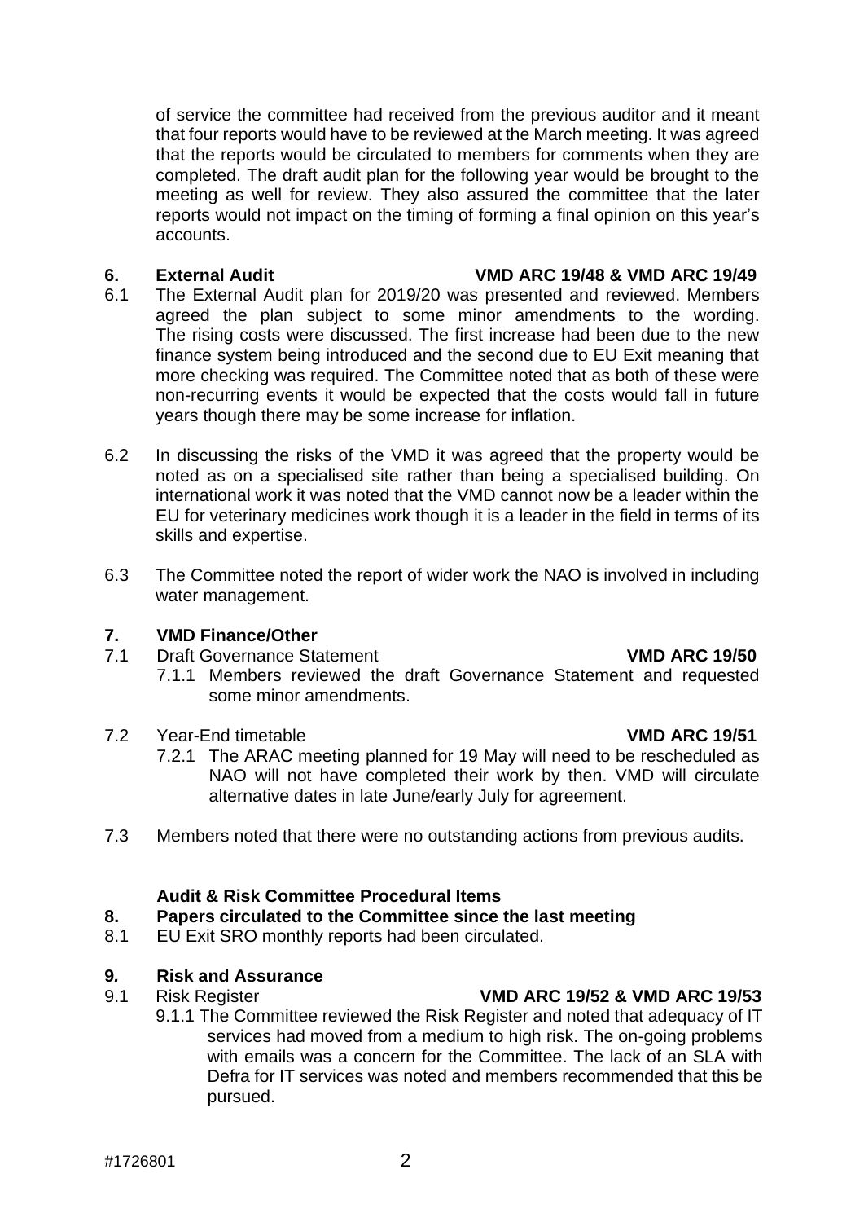of service the committee had received from the previous auditor and it meant that four reports would have to be reviewed at the March meeting. It was agreed that the reports would be circulated to members for comments when they are completed. The draft audit plan for the following year would be brought to the meeting as well for review. They also assured the committee that the later reports would not impact on the timing of forming a final opinion on this year's accounts.

## 6. External Audit — VMD ARC 19/48 & VMD ARC 19/49

6.1 The External Audit plan for 2019/20 was presented and reviewed. Members agreed the plan subject to some minor amendments to the wording. The rising costs were discussed. The first increase had been due to the new finance system being introduced and the second due to EU Exit meaning that more checking was required. The Committee noted that as both of these were non-recurring events it would be expected that the costs would fall in future years though there may be some increase for inflation.

6.2 In discussing the risks of the VMD it was agreed that the property would be noted as on a specialised site rather than being a specialised building. On international work it was noted that the VMD cannot now be a leader within the EU for veterinary medicines work though it is a leader in the field in terms of its skills and expertise.

6.3 The Committee noted the report of wider work the NAO is involved in including water management.

## 7. VMD Finance/Other

7.1 Draft Governance Statement — **VMD ARC 19/50**

7.1.1 Members reviewed the draft Governance Statement and requested some minor amendments.

7.2 Year-End timetable — **VMD ARC 19/51**

7.2.1 The ARAC meeting planned for 19 May will need to be rescheduled as NAO will not have completed their work by then. VMD will circulate alternative dates in late June/early July for agreement.

7.3 Members noted that there were no outstanding actions from previous audits.

### Audit & Risk Committee Procedural Items

## 8. Papers circulated to the Committee since the last meeting

8.1 EU Exit SRO monthly reports had been circulated.

## 9. Risk and Assurance

9.1 Risk Register — **VMD ARC 19/52 & VMD ARC 19/53**

9.1.1 The Committee reviewed the Risk Register and noted that adequacy of IT services had moved from a medium to high risk. The on-going problems with emails was a concern for the Committee. The lack of an SLA with Defra for IT services was noted and members recommended that this be pursued.

#1726801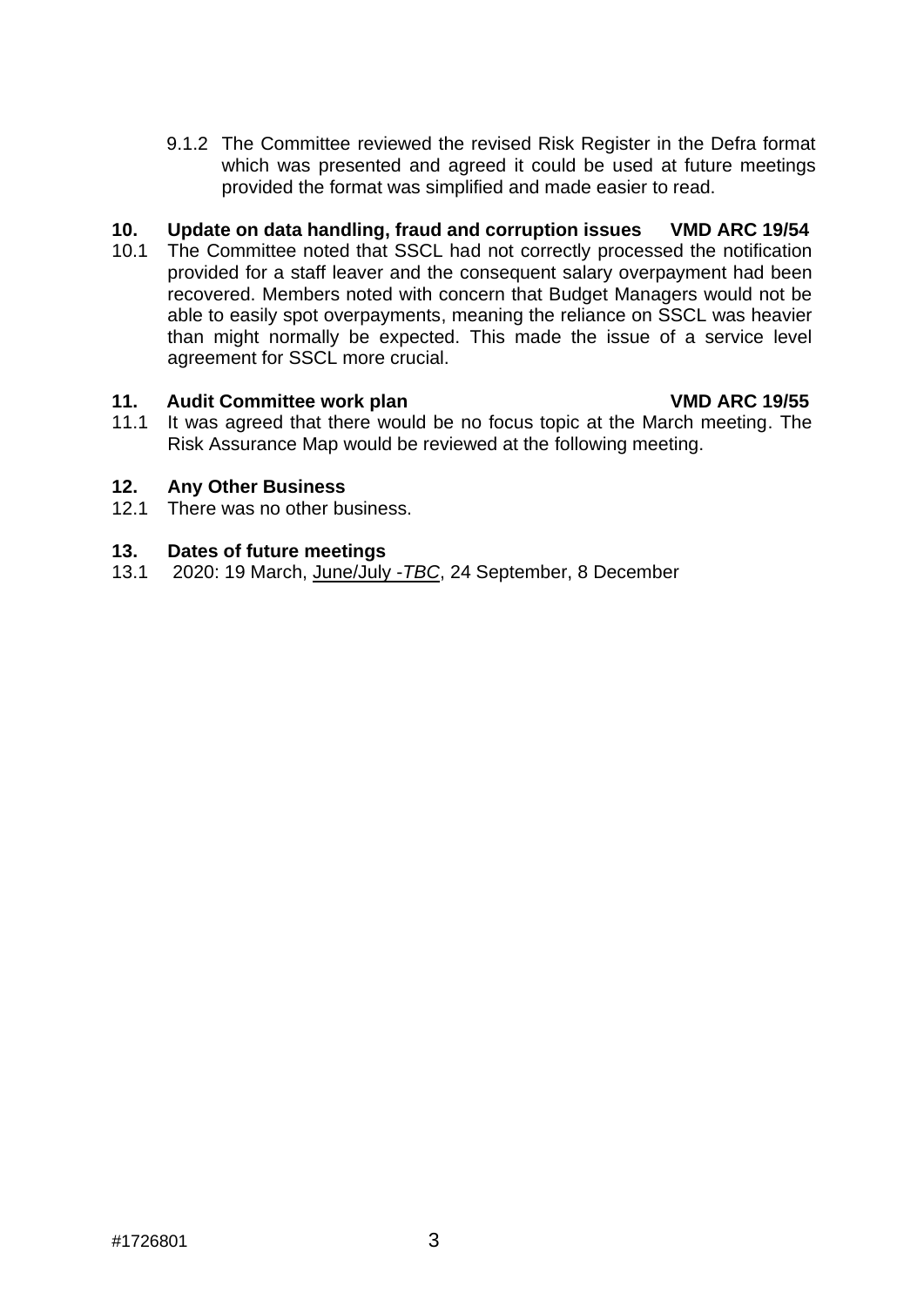9.1.2 The Committee reviewed the revised Risk Register in the Defra format which was presented and agreed it could be used at future meetings provided the format was simplified and made easier to read.

**10. Update on data handling, fraud and corruption issues VMD ARC 19/54**

10.1 The Committee noted that SSCL had not correctly processed the notification provided for a staff leaver and the consequent salary overpayment had been recovered. Members noted with concern that Budget Managers would not be able to easily spot overpayments, meaning the reliance on SSCL was heavier than might normally be expected. This made the issue of a service level agreement for SSCL more crucial.

**11. Audit Committee work plan VMD ARC 19/55**

11.1 It was agreed that there would be no focus topic at the March meeting. The Risk Assurance Map would be reviewed at the following meeting.

**12. Any Other Business**

12.1 There was no other business.

**13. Dates of future meetings**

13.1 2020: 19 March, June/July -*TBC*, 24 September, 8 December

#1726801